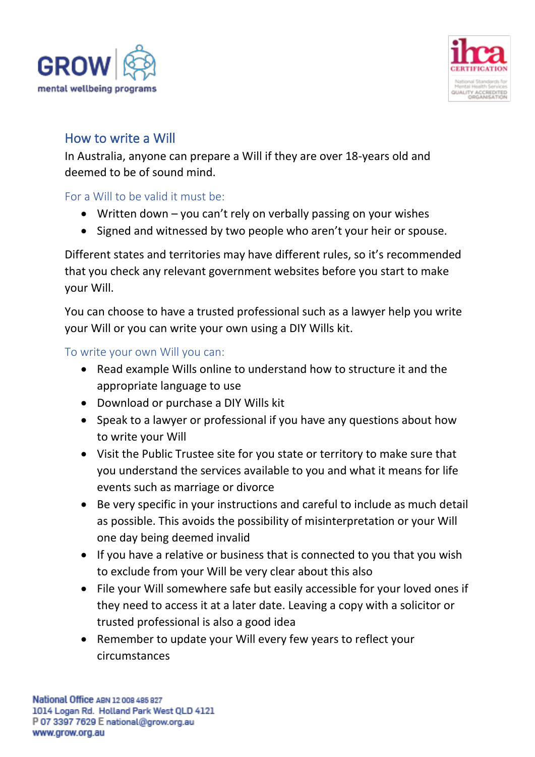## How to write a Will

In Australia, anyone can prepare a Will if they are over 18-years old and deemed to be of sound mind.

### For a Will to be valid it must be:

- Written down – you can't rely on verbally passing on your wishes
- Signed and witnessed by two people who aren't your heir or spouse.

Different states and territories may have different rules, so it's recommended that you check any relevant government websites before you start to make your Will.

You can choose to have a trusted professional such as a lawyer help you write your Will or you can write your own using a DIY Wills kit.

### To write your own Will you can:

- Read example Wills online to understand how to structure it and the appropriate language to use
- Download or purchase a DIY Wills kit
- Speak to a lawyer or professional if you have any questions about how to write your Will
- Visit the Public Trustee site for you state or territory to make sure that you understand the services available to you and what it means for life events such as marriage or divorce
- Be very specific in your instructions and careful to include as much detail as possible. This avoids the possibility of misinterpretation or your Will one day being deemed invalid
- If you have a relative or business that is connected to you that you wish to exclude from your Will be very clear about this also
- File your Will somewhere safe but easily accessible for your loved ones if they need to access it at a later date. Leaving a copy with a solicitor or trusted professional is also a good idea
- Remember to update your Will every few years to reflect your circumstances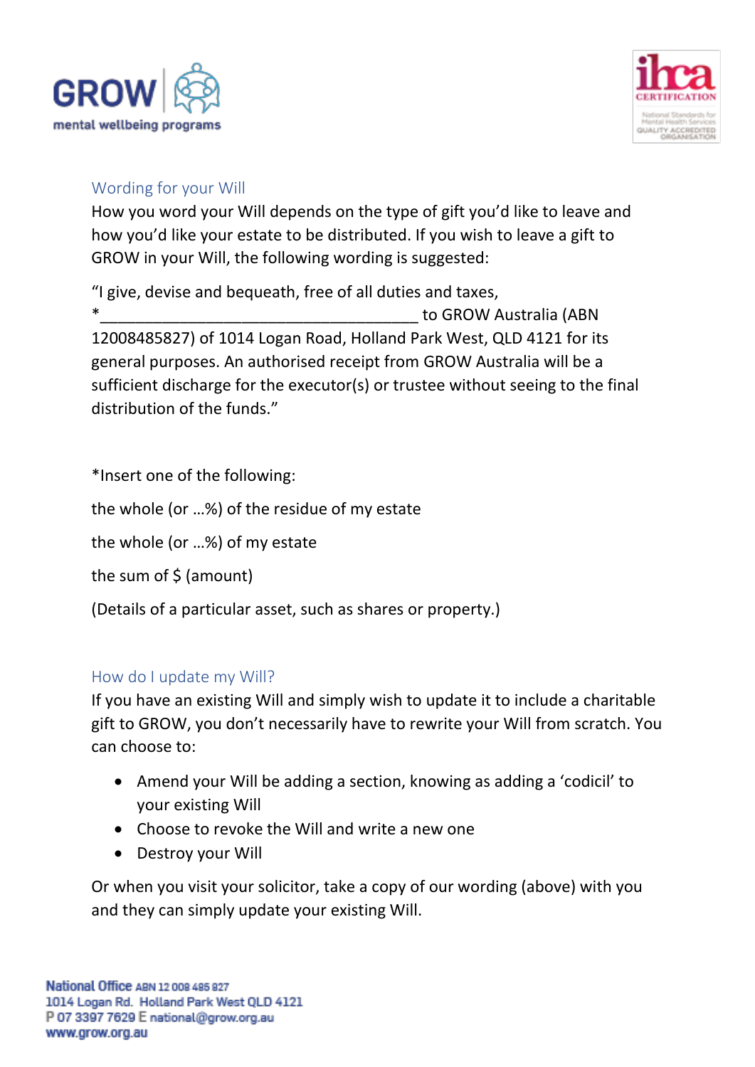## Wording for your Will

How you word your Will depends on the type of gift you'd like to leave and how you'd like your estate to be distributed. If you wish to leave a gift to GROW in your Will, the following wording is suggested:

"I give, devise and bequeath, free of all duties and taxes, *_____________________________________ to GROW Australia (ABN 12008485827) of 1014 Logan Road, Holland Park West, QLD 4121 for its general purposes. An authorised receipt from GROW Australia will be a sufficient discharge for the executor(s) or trustee without seeing to the final distribution of the funds."

*Insert one of the following:

the whole (or …%) of the residue of my estate

the whole (or …%) of my estate

the sum of $ (amount)

(Details of a particular asset, such as shares or property.)

## How do I update my Will?

If you have an existing Will and simply wish to update it to include a charitable gift to GROW, you don't necessarily have to rewrite your Will from scratch. You can choose to:

- Amend your Will be adding a section, knowing as adding a 'codicil' to your existing Will
- Choose to revoke the Will and write a new one
- Destroy your Will

Or when you visit your solicitor, take a copy of our wording (above) with you and they can simply update your existing Will.

National Office ABN 12 008 485 827
1014 Logan Rd. Holland Park West QLD 4121
P 07 3397 7629 E national@grow.org.au
www.grow.org.au